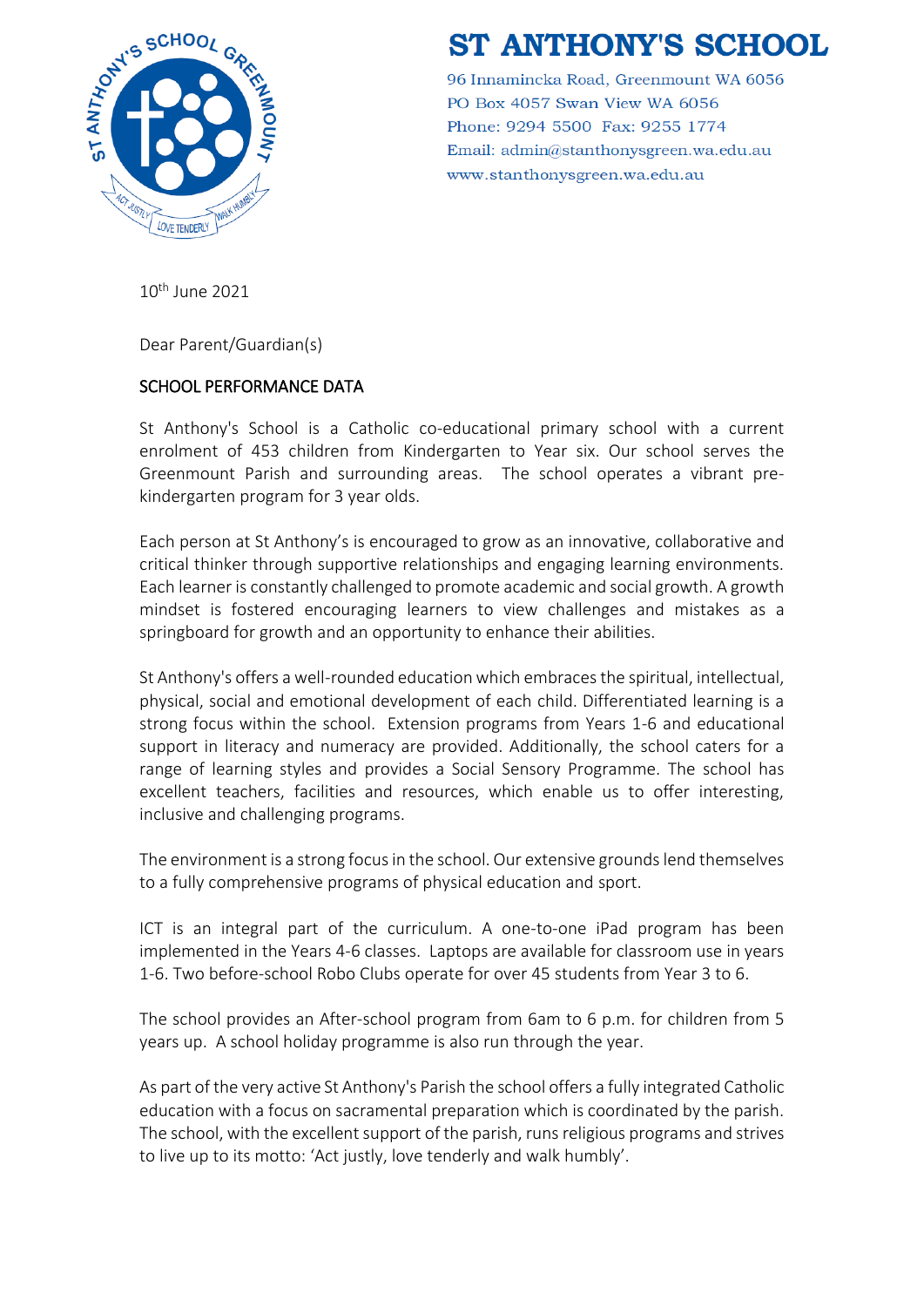# ST ANTHONY'S SCHOOL

96 Innamincka Road, Greenmount WA 6056
PO Box 4057 Swan View WA 6056
Phone: 9294 5500 Fax: 9255 1774
Email: admin@stanthonysgreen.wa.edu.au
www.stanthonysgreen.wa.edu.au

10th June 2021

Dear Parent/Guardian(s)

SCHOOL PERFORMANCE DATA

St Anthony's School is a Catholic co-educational primary school with a current enrolment of 453 children from Kindergarten to Year six. Our school serves the Greenmount Parish and surrounding areas. The school operates a vibrant pre-kindergarten program for 3 year olds.

Each person at St Anthony's is encouraged to grow as an innovative, collaborative and critical thinker through supportive relationships and engaging learning environments. Each learner is constantly challenged to promote academic and social growth. A growth mindset is fostered encouraging learners to view challenges and mistakes as a springboard for growth and an opportunity to enhance their abilities.

St Anthony's offers a well-rounded education which embraces the spiritual, intellectual, physical, social and emotional development of each child. Differentiated learning is a strong focus within the school. Extension programs from Years 1-6 and educational support in literacy and numeracy are provided. Additionally, the school caters for a range of learning styles and provides a Social Sensory Programme. The school has excellent teachers, facilities and resources, which enable us to offer interesting, inclusive and challenging programs.

The environment is a strong focus in the school. Our extensive grounds lend themselves to a fully comprehensive programs of physical education and sport.

ICT is an integral part of the curriculum. A one-to-one iPad program has been implemented in the Years 4-6 classes. Laptops are available for classroom use in years 1-6. Two before-school Robo Clubs operate for over 45 students from Year 3 to 6.

The school provides an After-school program from 6am to 6 p.m. for children from 5 years up. A school holiday programme is also run through the year.

As part of the very active St Anthony's Parish the school offers a fully integrated Catholic education with a focus on sacramental preparation which is coordinated by the parish. The school, with the excellent support of the parish, runs religious programs and strives to live up to its motto: 'Act justly, love tenderly and walk humbly'.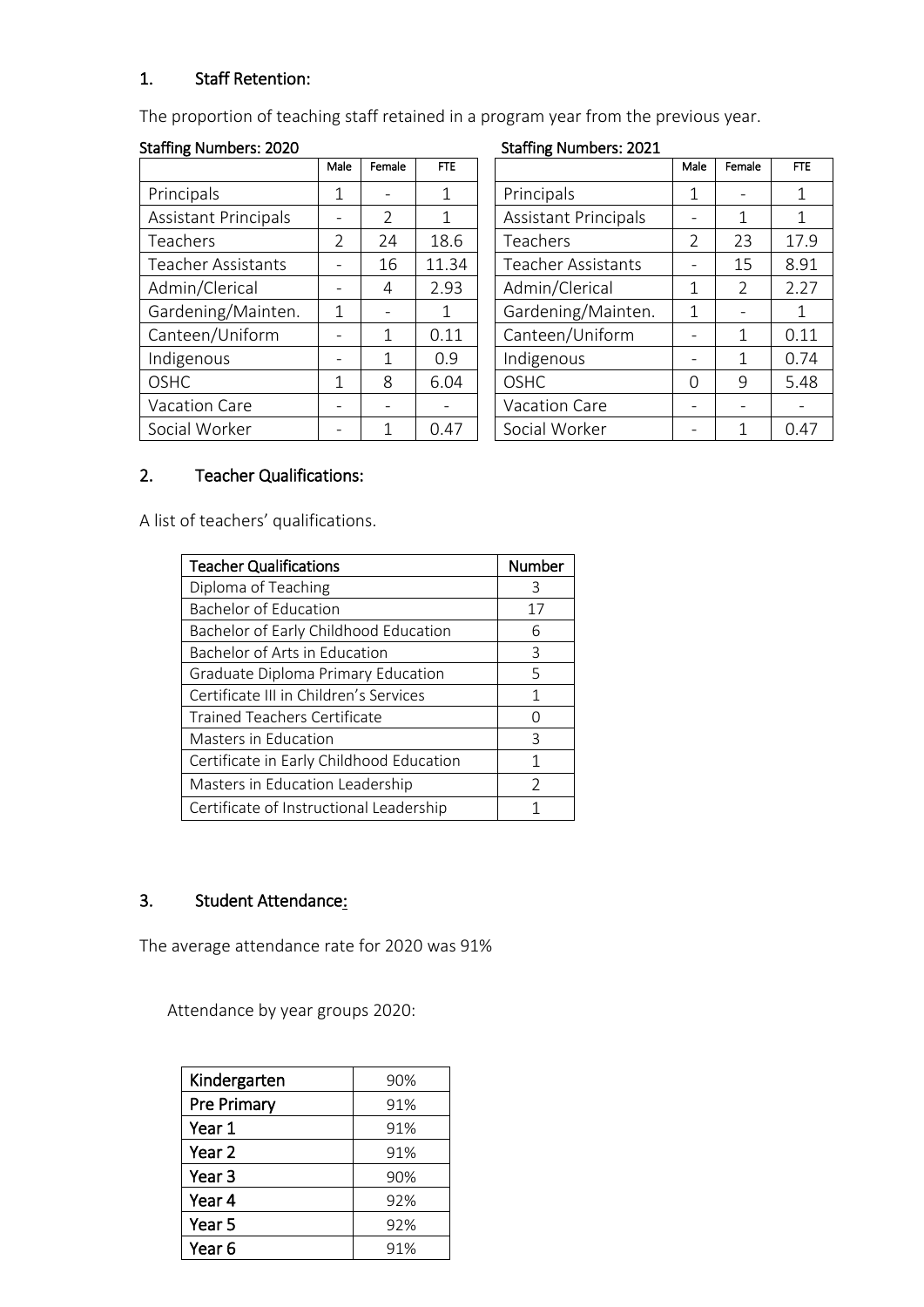## 1. Staff Retention:

The proportion of teaching staff retained in a program year from the previous year.

**Staffing Numbers: 2020**

| | Male | Female | FTE |
|---|---|---|---|
| Principals | 1 | - | 1 |
| Assistant Principals | - | 2 | 1 |
| Teachers | 2 | 24 | 18.6 |
| Teacher Assistants | - | 16 | 11.34 |
| Admin/Clerical | - | 4 | 2.93 |
| Gardening/Mainten. | 1 | - | 1 |
| Canteen/Uniform | - | 1 | 0.11 |
| Indigenous | - | 1 | 0.9 |
| OSHC | 1 | 8 | 6.04 |
| Vacation Care | - | - | - |
| Social Worker | - | 1 | 0.47 |

**Staffing Numbers: 2021**

| | Male | Female | FTE |
|---|---|---|---|
| Principals | 1 | - | 1 |
| Assistant Principals | - | 1 | 1 |
| Teachers | 2 | 23 | 17.9 |
| Teacher Assistants | - | 15 | 8.91 |
| Admin/Clerical | 1 | 2 | 2.27 |
| Gardening/Mainten. | 1 | - | 1 |
| Canteen/Uniform | - | 1 | 0.11 |
| Indigenous | - | 1 | 0.74 |
| OSHC | 0 | 9 | 5.48 |
| Vacation Care | - | - | - |
| Social Worker | - | 1 | 0.47 |

## 2. Teacher Qualifications:

A list of teachers' qualifications.

| Teacher Qualifications | Number |
|---|---|
| Diploma of Teaching | 3 |
| Bachelor of Education | 17 |
| Bachelor of Early Childhood Education | 6 |
| Bachelor of Arts in Education | 3 |
| Graduate Diploma Primary Education | 5 |
| Certificate III in Children's Services | 1 |
| Trained Teachers Certificate | 0 |
| Masters in Education | 3 |
| Certificate in Early Childhood Education | 1 |
| Masters in Education Leadership | 2 |
| Certificate of Instructional Leadership | 1 |

## 3. Student Attendance:

The average attendance rate for 2020 was 91%

Attendance by year groups 2020:

| | |
|---|---|
| **Kindergarten** | 90% |
| **Pre Primary** | 91% |
| **Year 1** | 91% |
| **Year 2** | 91% |
| **Year 3** | 90% |
| **Year 4** | 92% |
| **Year 5** | 92% |
| **Year 6** | 91% |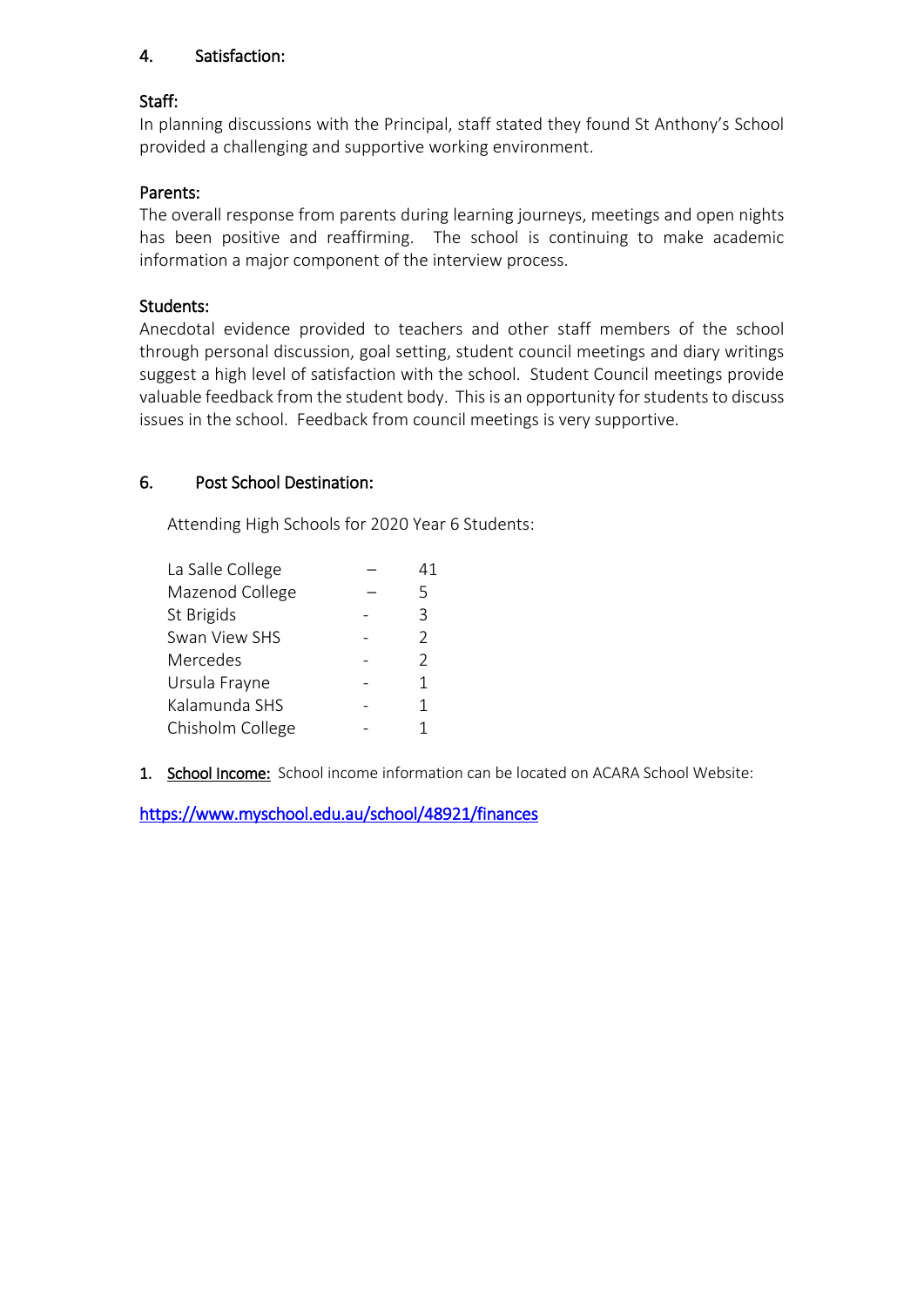## 4. Satisfaction:

### Staff:

In planning discussions with the Principal, staff stated they found St Anthony's School provided a challenging and supportive working environment.

### Parents:

The overall response from parents during learning journeys, meetings and open nights has been positive and reaffirming. The school is continuing to make academic information a major component of the interview process.

### Students:

Anecdotal evidence provided to teachers and other staff members of the school through personal discussion, goal setting, student council meetings and diary writings suggest a high level of satisfaction with the school. Student Council meetings provide valuable feedback from the student body. This is an opportunity for students to discuss issues in the school. Feedback from council meetings is very supportive.

## 6. Post School Destination:

Attending High Schools for 2020 Year 6 Students:

| | | |
|---|---|---|
| La Salle College | – | 41 |
| Mazenod College | – | 5 |
| St Brigids | - | 3 |
| Swan View SHS | - | 2 |
| Mercedes | - | 2 |
| Ursula Frayne | - | 1 |
| Kalamunda SHS | - | 1 |
| Chisholm College | - | 1 |

1. **School Income:** School income information can be located on ACARA School Website:

https://www.myschool.edu.au/school/48921/finances